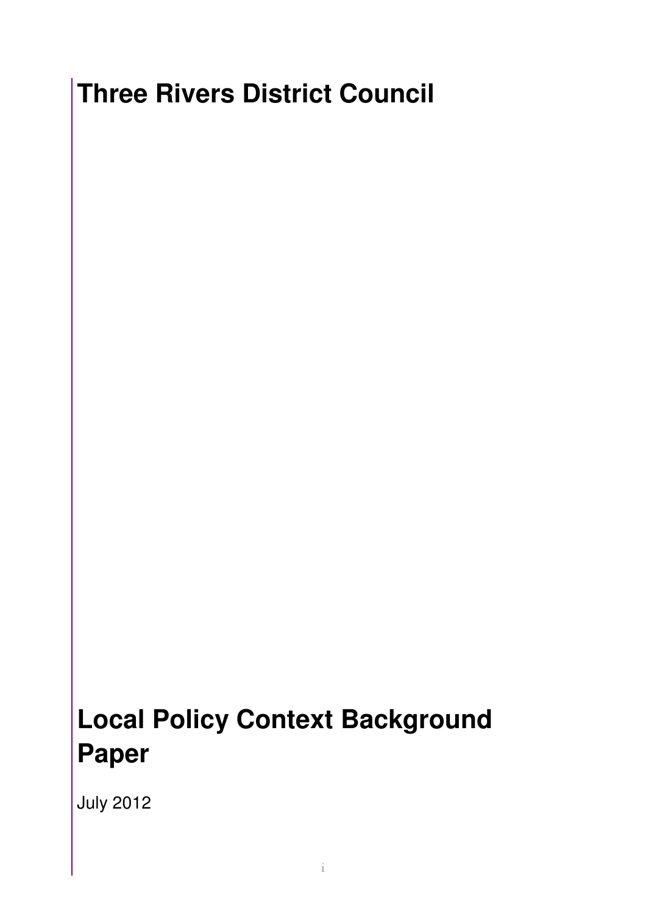# Three Rivers District Council

# Local Policy Context Background Paper

July 2012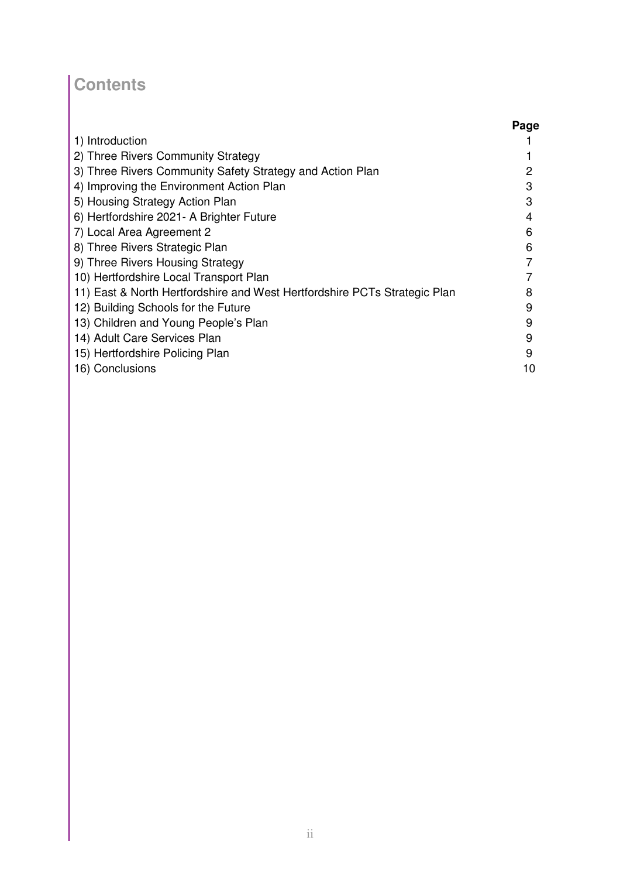# Contents

| | Page |
|---|---|
| 1) Introduction | 1 |
| 2) Three Rivers Community Strategy | 1 |
| 3) Three Rivers Community Safety Strategy and Action Plan | 2 |
| 4) Improving the Environment Action Plan | 3 |
| 5) Housing Strategy Action Plan | 3 |
| 6) Hertfordshire 2021- A Brighter Future | 4 |
| 7) Local Area Agreement 2 | 6 |
| 8) Three Rivers Strategic Plan | 6 |
| 9) Three Rivers Housing Strategy | 7 |
| 10) Hertfordshire Local Transport Plan | 7 |
| 11) East & North Hertfordshire and West Hertfordshire PCTs Strategic Plan | 8 |
| 12) Building Schools for the Future | 9 |
| 13) Children and Young People's Plan | 9 |
| 14) Adult Care Services Plan | 9 |
| 15) Hertfordshire Policing Plan | 9 |
| 16) Conclusions | 10 |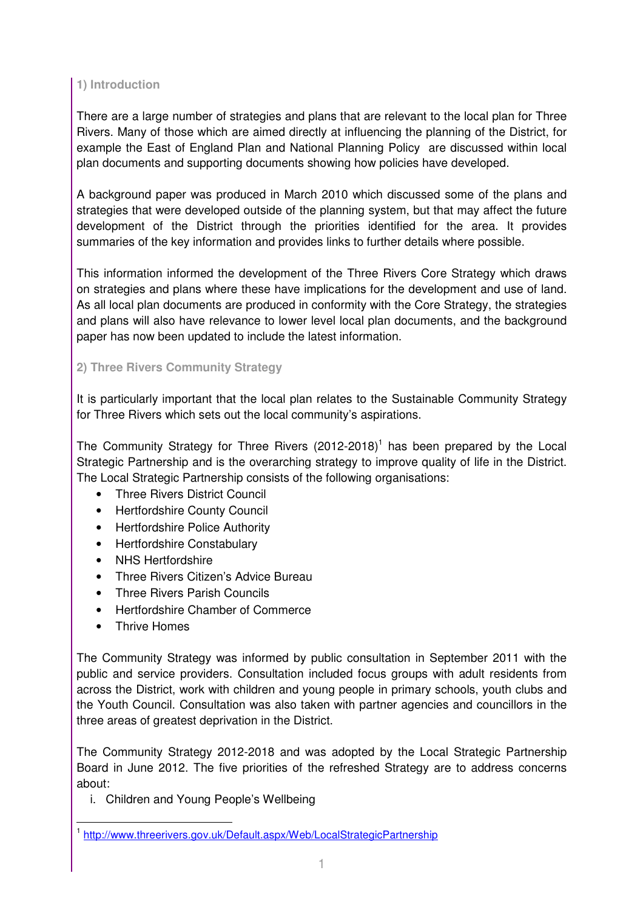## 1) Introduction

There are a large number of strategies and plans that are relevant to the local plan for Three Rivers. Many of those which are aimed directly at influencing the planning of the District, for example the East of England Plan and National Planning Policy are discussed within local plan documents and supporting documents showing how policies have developed.

A background paper was produced in March 2010 which discussed some of the plans and strategies that were developed outside of the planning system, but that may affect the future development of the District through the priorities identified for the area. It provides summaries of the key information and provides links to further details where possible.

This information informed the development of the Three Rivers Core Strategy which draws on strategies and plans where these have implications for the development and use of land. As all local plan documents are produced in conformity with the Core Strategy, the strategies and plans will also have relevance to lower level local plan documents, and the background paper has now been updated to include the latest information.

## 2) Three Rivers Community Strategy

It is particularly important that the local plan relates to the Sustainable Community Strategy for Three Rivers which sets out the local community's aspirations.

The Community Strategy for Three Rivers (2012-2018)[1] has been prepared by the Local Strategic Partnership and is the overarching strategy to improve quality of life in the District. The Local Strategic Partnership consists of the following organisations:

- Three Rivers District Council
- Hertfordshire County Council
- Hertfordshire Police Authority
- Hertfordshire Constabulary
- NHS Hertfordshire
- Three Rivers Citizen's Advice Bureau
- Three Rivers Parish Councils
- Hertfordshire Chamber of Commerce
- Thrive Homes

The Community Strategy was informed by public consultation in September 2011 with the public and service providers. Consultation included focus groups with adult residents from across the District, work with children and young people in primary schools, youth clubs and the Youth Council. Consultation was also taken with partner agencies and councillors in the three areas of greatest deprivation in the District.

The Community Strategy 2012-2018 and was adopted by the Local Strategic Partnership Board in June 2012. The five priorities of the refreshed Strategy are to address concerns about:

i. Children and Young People's Wellbeing

[1] http://www.threerivers.gov.uk/Default.aspx/Web/LocalStrategicPartnership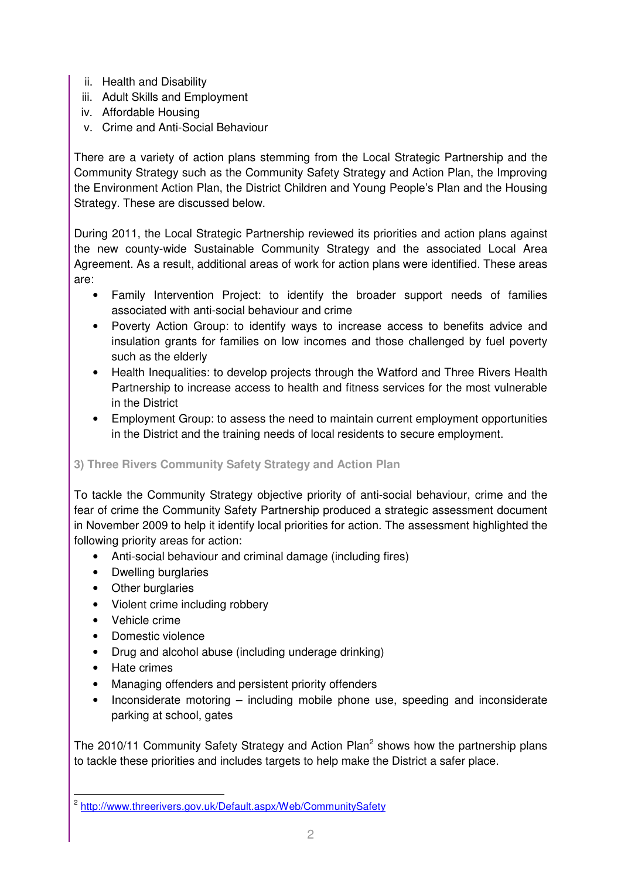ii. Health and Disability
iii. Adult Skills and Employment
iv. Affordable Housing
v. Crime and Anti-Social Behaviour

There are a variety of action plans stemming from the Local Strategic Partnership and the Community Strategy such as the Community Safety Strategy and Action Plan, the Improving the Environment Action Plan, the District Children and Young People's Plan and the Housing Strategy. These are discussed below.

During 2011, the Local Strategic Partnership reviewed its priorities and action plans against the new county-wide Sustainable Community Strategy and the associated Local Area Agreement. As a result, additional areas of work for action plans were identified. These areas are:

- Family Intervention Project: to identify the broader support needs of families associated with anti-social behaviour and crime
- Poverty Action Group: to identify ways to increase access to benefits advice and insulation grants for families on low incomes and those challenged by fuel poverty such as the elderly
- Health Inequalities: to develop projects through the Watford and Three Rivers Health Partnership to increase access to health and fitness services for the most vulnerable in the District
- Employment Group: to assess the need to maintain current employment opportunities in the District and the training needs of local residents to secure employment.

### 3) Three Rivers Community Safety Strategy and Action Plan

To tackle the Community Strategy objective priority of anti-social behaviour, crime and the fear of crime the Community Safety Partnership produced a strategic assessment document in November 2009 to help it identify local priorities for action. The assessment highlighted the following priority areas for action:

- Anti-social behaviour and criminal damage (including fires)
- Dwelling burglaries
- Other burglaries
- Violent crime including robbery
- Vehicle crime
- Domestic violence
- Drug and alcohol abuse (including underage drinking)
- Hate crimes
- Managing offenders and persistent priority offenders
- Inconsiderate motoring – including mobile phone use, speeding and inconsiderate parking at school, gates

The 2010/11 Community Safety Strategy and Action Plan[2] shows how the partnership plans to tackle these priorities and includes targets to help make the District a safer place.

[2] http://www.threerivers.gov.uk/Default.aspx/Web/CommunitySafety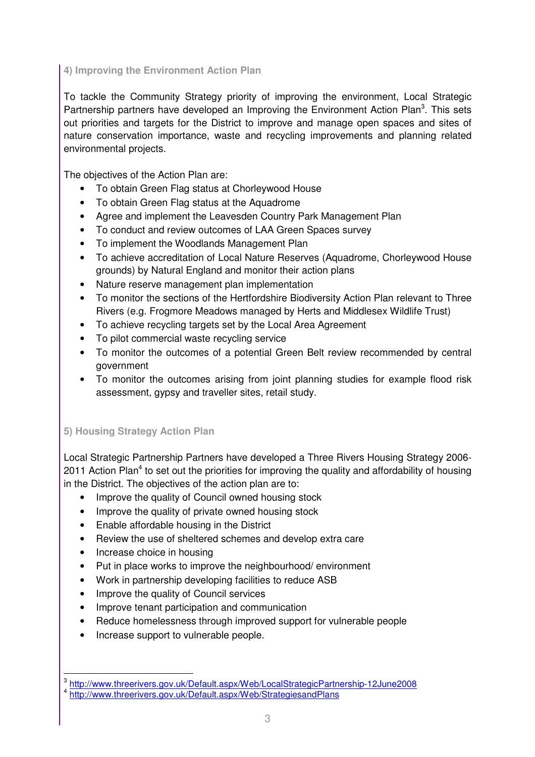### 4) Improving the Environment Action Plan

To tackle the Community Strategy priority of improving the environment, Local Strategic Partnership partners have developed an Improving the Environment Action Plan[3]. This sets out priorities and targets for the District to improve and manage open spaces and sites of nature conservation importance, waste and recycling improvements and planning related environmental projects.

The objectives of the Action Plan are:

- To obtain Green Flag status at Chorleywood House
- To obtain Green Flag status at the Aquadrome
- Agree and implement the Leavesden Country Park Management Plan
- To conduct and review outcomes of LAA Green Spaces survey
- To implement the Woodlands Management Plan
- To achieve accreditation of Local Nature Reserves (Aquadrome, Chorleywood House grounds) by Natural England and monitor their action plans
- Nature reserve management plan implementation
- To monitor the sections of the Hertfordshire Biodiversity Action Plan relevant to Three Rivers (e.g. Frogmore Meadows managed by Herts and Middlesex Wildlife Trust)
- To achieve recycling targets set by the Local Area Agreement
- To pilot commercial waste recycling service
- To monitor the outcomes of a potential Green Belt review recommended by central government
- To monitor the outcomes arising from joint planning studies for example flood risk assessment, gypsy and traveller sites, retail study.

### 5) Housing Strategy Action Plan

Local Strategic Partnership Partners have developed a Three Rivers Housing Strategy 2006-2011 Action Plan[4] to set out the priorities for improving the quality and affordability of housing in the District. The objectives of the action plan are to:

- Improve the quality of Council owned housing stock
- Improve the quality of private owned housing stock
- Enable affordable housing in the District
- Review the use of sheltered schemes and develop extra care
- Increase choice in housing
- Put in place works to improve the neighbourhood/ environment
- Work in partnership developing facilities to reduce ASB
- Improve the quality of Council services
- Improve tenant participation and communication
- Reduce homelessness through improved support for vulnerable people
- Increase support to vulnerable people.

---

[3] http://www.threerivers.gov.uk/Default.aspx/Web/LocalStrategicPartnership-12June2008

[4] http://www.threerivers.gov.uk/Default.aspx/Web/StrategiesandPlans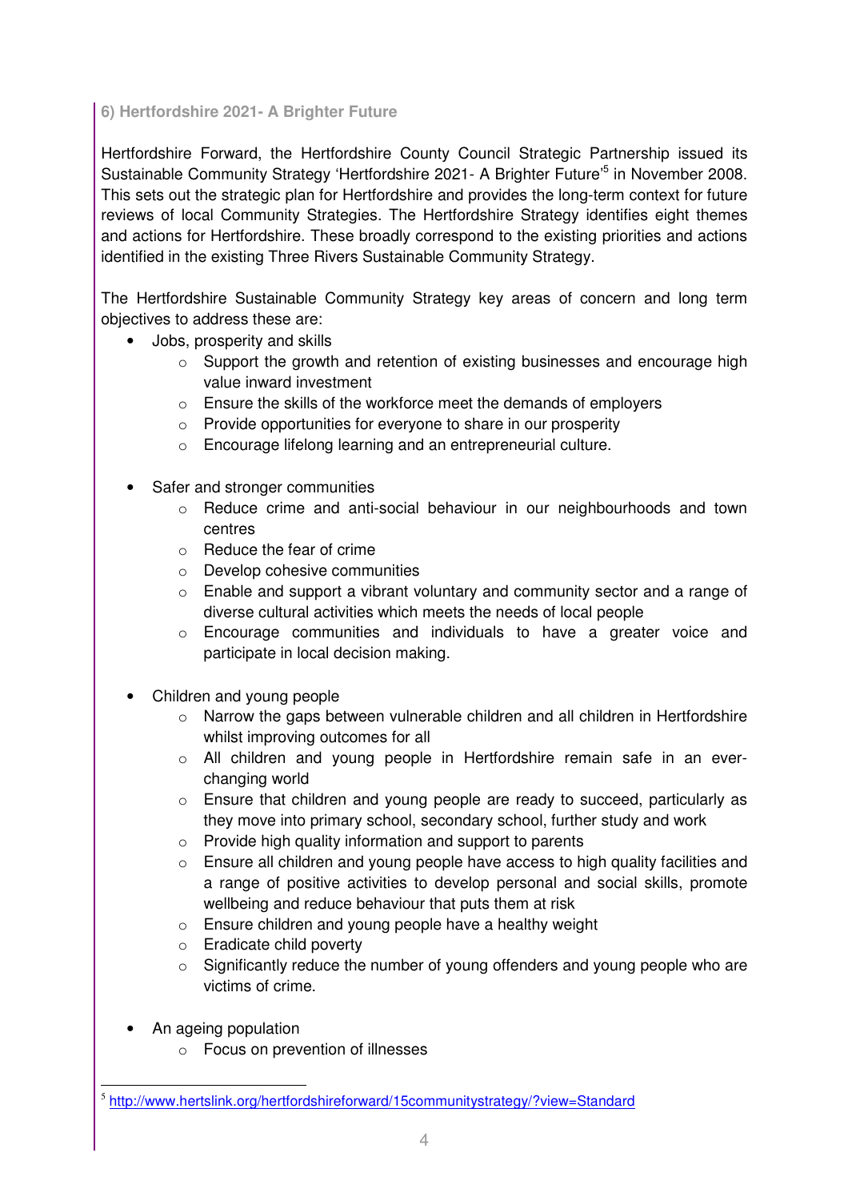### 6) Hertfordshire 2021- A Brighter Future

Hertfordshire Forward, the Hertfordshire County Council Strategic Partnership issued its Sustainable Community Strategy 'Hertfordshire 2021- A Brighter Future'[5] in November 2008. This sets out the strategic plan for Hertfordshire and provides the long-term context for future reviews of local Community Strategies. The Hertfordshire Strategy identifies eight themes and actions for Hertfordshire. These broadly correspond to the existing priorities and actions identified in the existing Three Rivers Sustainable Community Strategy.

The Hertfordshire Sustainable Community Strategy key areas of concern and long term objectives to address these are:

- Jobs, prosperity and skills
  - Support the growth and retention of existing businesses and encourage high value inward investment
  - Ensure the skills of the workforce meet the demands of employers
  - Provide opportunities for everyone to share in our prosperity
  - Encourage lifelong learning and an entrepreneurial culture.

- Safer and stronger communities
  - Reduce crime and anti-social behaviour in our neighbourhoods and town centres
  - Reduce the fear of crime
  - Develop cohesive communities
  - Enable and support a vibrant voluntary and community sector and a range of diverse cultural activities which meets the needs of local people
  - Encourage communities and individuals to have a greater voice and participate in local decision making.

- Children and young people
  - Narrow the gaps between vulnerable children and all children in Hertfordshire whilst improving outcomes for all
  - All children and young people in Hertfordshire remain safe in an ever-changing world
  - Ensure that children and young people are ready to succeed, particularly as they move into primary school, secondary school, further study and work
  - Provide high quality information and support to parents
  - Ensure all children and young people have access to high quality facilities and a range of positive activities to develop personal and social skills, promote wellbeing and reduce behaviour that puts them at risk
  - Ensure children and young people have a healthy weight
  - Eradicate child poverty
  - Significantly reduce the number of young offenders and young people who are victims of crime.

- An ageing population
  - Focus on prevention of illnesses

---

[5] http://www.hertslink.org/hertfordshireforward/15communitystrategy/?view=Standard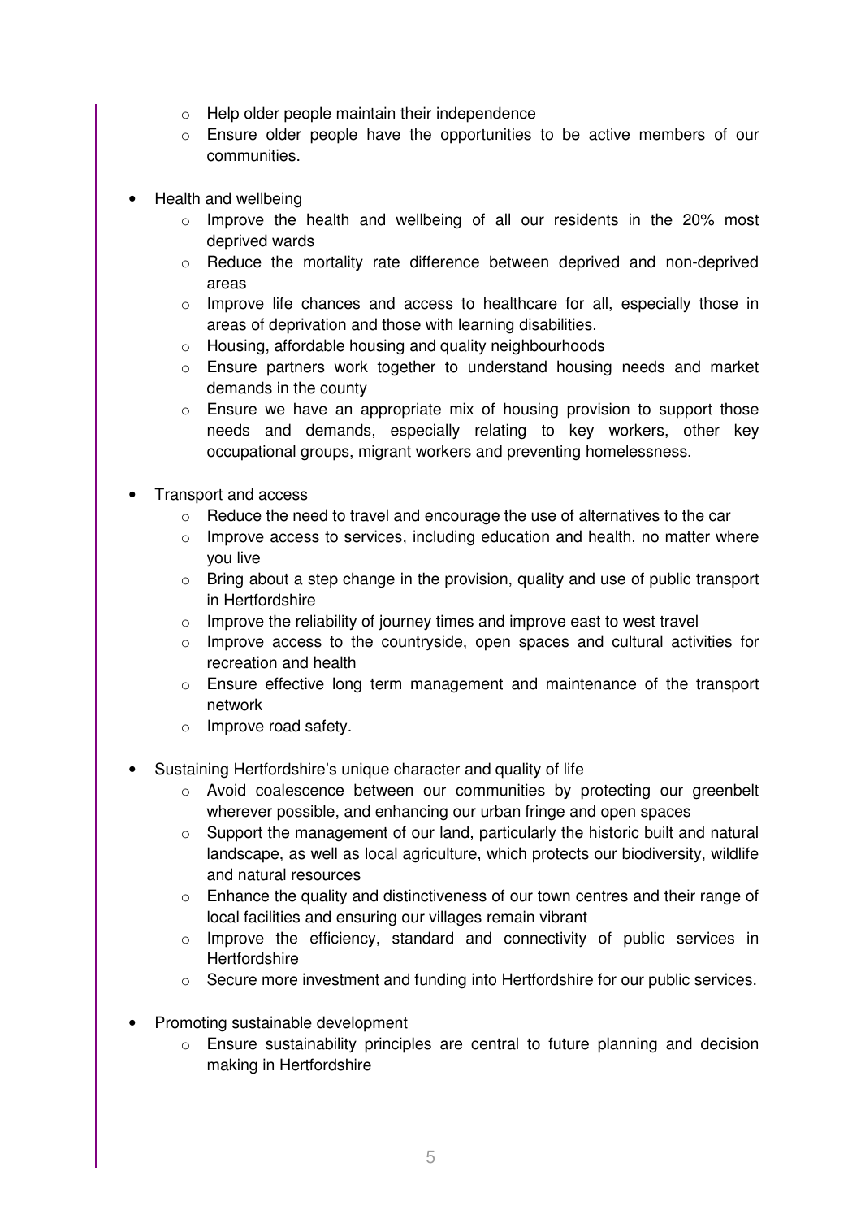- Help older people maintain their independence
    - Ensure older people have the opportunities to be active members of our communities.

- Health and wellbeing
    - Improve the health and wellbeing of all our residents in the 20% most deprived wards
    - Reduce the mortality rate difference between deprived and non-deprived areas
    - Improve life chances and access to healthcare for all, especially those in areas of deprivation and those with learning disabilities.
    - Housing, affordable housing and quality neighbourhoods
    - Ensure partners work together to understand housing needs and market demands in the county
    - Ensure we have an appropriate mix of housing provision to support those needs and demands, especially relating to key workers, other key occupational groups, migrant workers and preventing homelessness.

- Transport and access
    - Reduce the need to travel and encourage the use of alternatives to the car
    - Improve access to services, including education and health, no matter where you live
    - Bring about a step change in the provision, quality and use of public transport in Hertfordshire
    - Improve the reliability of journey times and improve east to west travel
    - Improve access to the countryside, open spaces and cultural activities for recreation and health
    - Ensure effective long term management and maintenance of the transport network
    - Improve road safety.

- Sustaining Hertfordshire's unique character and quality of life
    - Avoid coalescence between our communities by protecting our greenbelt wherever possible, and enhancing our urban fringe and open spaces
    - Support the management of our land, particularly the historic built and natural landscape, as well as local agriculture, which protects our biodiversity, wildlife and natural resources
    - Enhance the quality and distinctiveness of our town centres and their range of local facilities and ensuring our villages remain vibrant
    - Improve the efficiency, standard and connectivity of public services in Hertfordshire
    - Secure more investment and funding into Hertfordshire for our public services.

- Promoting sustainable development
    - Ensure sustainability principles are central to future planning and decision making in Hertfordshire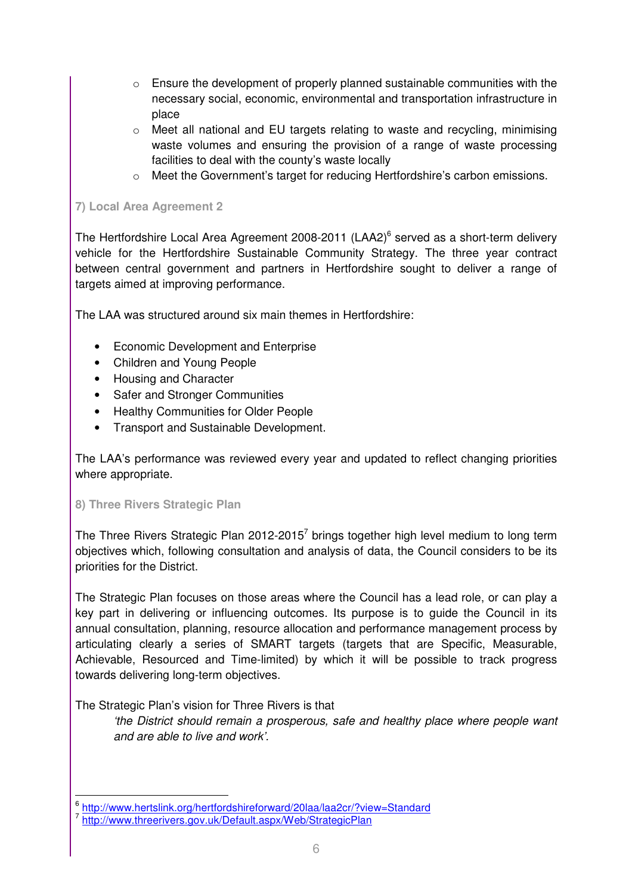- Ensure the development of properly planned sustainable communities with the necessary social, economic, environmental and transportation infrastructure in place
- Meet all national and EU targets relating to waste and recycling, minimising waste volumes and ensuring the provision of a range of waste processing facilities to deal with the county's waste locally
- Meet the Government's target for reducing Hertfordshire's carbon emissions.

### 7) Local Area Agreement 2

The Hertfordshire Local Area Agreement 2008-2011 (LAA2)[6] served as a short-term delivery vehicle for the Hertfordshire Sustainable Community Strategy. The three year contract between central government and partners in Hertfordshire sought to deliver a range of targets aimed at improving performance.

The LAA was structured around six main themes in Hertfordshire:

- Economic Development and Enterprise
- Children and Young People
- Housing and Character
- Safer and Stronger Communities
- Healthy Communities for Older People
- Transport and Sustainable Development.

The LAA's performance was reviewed every year and updated to reflect changing priorities where appropriate.

### 8) Three Rivers Strategic Plan

The Three Rivers Strategic Plan 2012-2015[7] brings together high level medium to long term objectives which, following consultation and analysis of data, the Council considers to be its priorities for the District.

The Strategic Plan focuses on those areas where the Council has a lead role, or can play a key part in delivering or influencing outcomes. Its purpose is to guide the Council in its annual consultation, planning, resource allocation and performance management process by articulating clearly a series of SMART targets (targets that are Specific, Measurable, Achievable, Resourced and Time-limited) by which it will be possible to track progress towards delivering long-term objectives.

The Strategic Plan's vision for Three Rivers is that

> *'the District should remain a prosperous, safe and healthy place where people want and are able to live and work'.*

---

[6] http://www.hertslink.org/hertfordshireforward/20laa/laa2cr/?view=Standard

[7] http://www.threerivers.gov.uk/Default.aspx/Web/StrategicPlan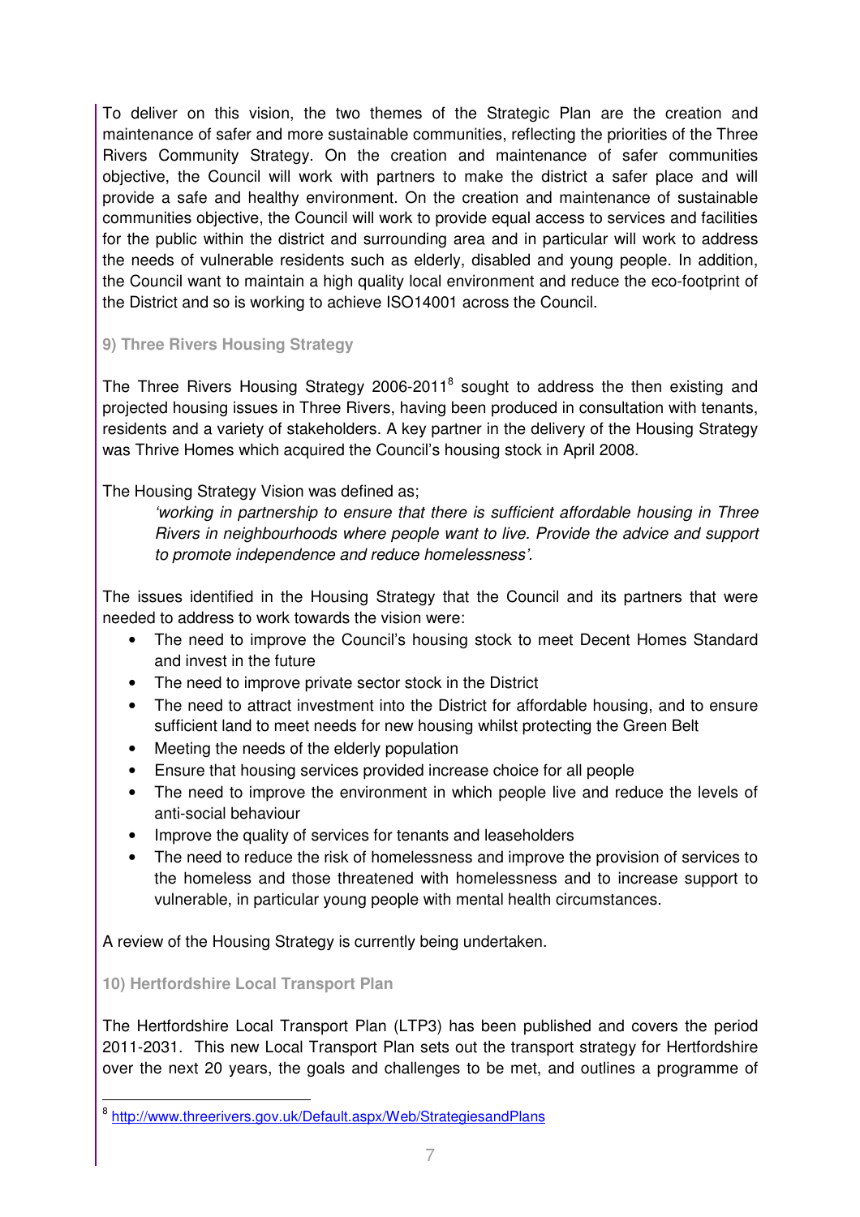To deliver on this vision, the two themes of the Strategic Plan are the creation and maintenance of safer and more sustainable communities, reflecting the priorities of the Three Rivers Community Strategy. On the creation and maintenance of safer communities objective, the Council will work with partners to make the district a safer place and will provide a safe and healthy environment. On the creation and maintenance of sustainable communities objective, the Council will work to provide equal access to services and facilities for the public within the district and surrounding area and in particular will work to address the needs of vulnerable residents such as elderly, disabled and young people. In addition, the Council want to maintain a high quality local environment and reduce the eco-footprint of the District and so is working to achieve ISO14001 across the Council.

### 9) Three Rivers Housing Strategy

The Three Rivers Housing Strategy 2006-2011[8] sought to address the then existing and projected housing issues in Three Rivers, having been produced in consultation with tenants, residents and a variety of stakeholders. A key partner in the delivery of the Housing Strategy was Thrive Homes which acquired the Council's housing stock in April 2008.

The Housing Strategy Vision was defined as;

> *'working in partnership to ensure that there is sufficient affordable housing in Three Rivers in neighbourhoods where people want to live. Provide the advice and support to promote independence and reduce homelessness'.*

The issues identified in the Housing Strategy that the Council and its partners that were needed to address to work towards the vision were:

- The need to improve the Council's housing stock to meet Decent Homes Standard and invest in the future
- The need to improve private sector stock in the District
- The need to attract investment into the District for affordable housing, and to ensure sufficient land to meet needs for new housing whilst protecting the Green Belt
- Meeting the needs of the elderly population
- Ensure that housing services provided increase choice for all people
- The need to improve the environment in which people live and reduce the levels of anti-social behaviour
- Improve the quality of services for tenants and leaseholders
- The need to reduce the risk of homelessness and improve the provision of services to the homeless and those threatened with homelessness and to increase support to vulnerable, in particular young people with mental health circumstances.

A review of the Housing Strategy is currently being undertaken.

### 10) Hertfordshire Local Transport Plan

The Hertfordshire Local Transport Plan (LTP3) has been published and covers the period 2011-2031. This new Local Transport Plan sets out the transport strategy for Hertfordshire over the next 20 years, the goals and challenges to be met, and outlines a programme of

---

[8] http://www.threerivers.gov.uk/Default.aspx/Web/StrategiesandPlans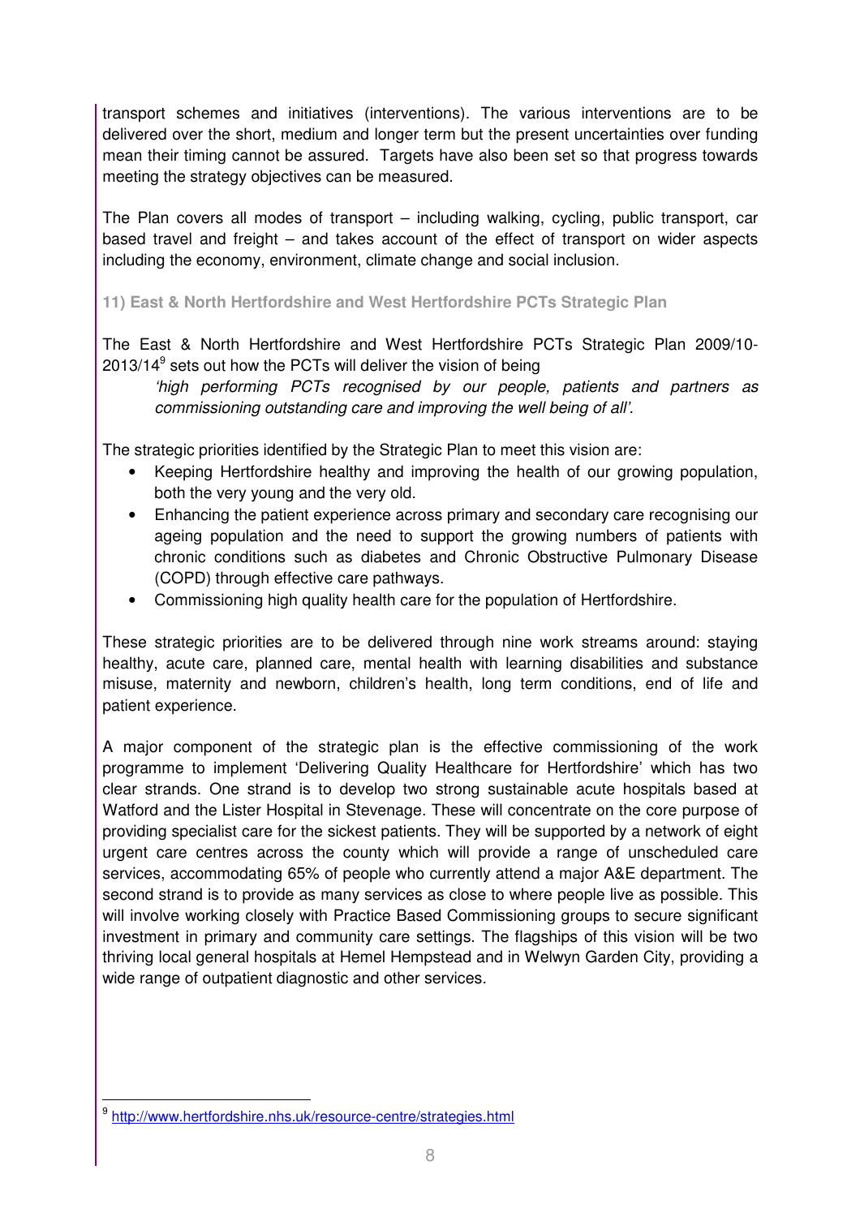transport schemes and initiatives (interventions). The various interventions are to be delivered over the short, medium and longer term but the present uncertainties over funding mean their timing cannot be assured. Targets have also been set so that progress towards meeting the strategy objectives can be measured.

The Plan covers all modes of transport – including walking, cycling, public transport, car based travel and freight – and takes account of the effect of transport on wider aspects including the economy, environment, climate change and social inclusion.

### 11) East & North Hertfordshire and West Hertfordshire PCTs Strategic Plan

The East & North Hertfordshire and West Hertfordshire PCTs Strategic Plan 2009/10-2013/14[9] sets out how the PCTs will deliver the vision of being

> *'high performing PCTs recognised by our people, patients and partners as commissioning outstanding care and improving the well being of all'.*

The strategic priorities identified by the Strategic Plan to meet this vision are:

- Keeping Hertfordshire healthy and improving the health of our growing population, both the very young and the very old.
- Enhancing the patient experience across primary and secondary care recognising our ageing population and the need to support the growing numbers of patients with chronic conditions such as diabetes and Chronic Obstructive Pulmonary Disease (COPD) through effective care pathways.
- Commissioning high quality health care for the population of Hertfordshire.

These strategic priorities are to be delivered through nine work streams around: staying healthy, acute care, planned care, mental health with learning disabilities and substance misuse, maternity and newborn, children's health, long term conditions, end of life and patient experience.

A major component of the strategic plan is the effective commissioning of the work programme to implement 'Delivering Quality Healthcare for Hertfordshire' which has two clear strands. One strand is to develop two strong sustainable acute hospitals based at Watford and the Lister Hospital in Stevenage. These will concentrate on the core purpose of providing specialist care for the sickest patients. They will be supported by a network of eight urgent care centres across the county which will provide a range of unscheduled care services, accommodating 65% of people who currently attend a major A&E department. The second strand is to provide as many services as close to where people live as possible. This will involve working closely with Practice Based Commissioning groups to secure significant investment in primary and community care settings. The flagships of this vision will be two thriving local general hospitals at Hemel Hempstead and in Welwyn Garden City, providing a wide range of outpatient diagnostic and other services.

---

[9] http://www.hertfordshire.nhs.uk/resource-centre/strategies.html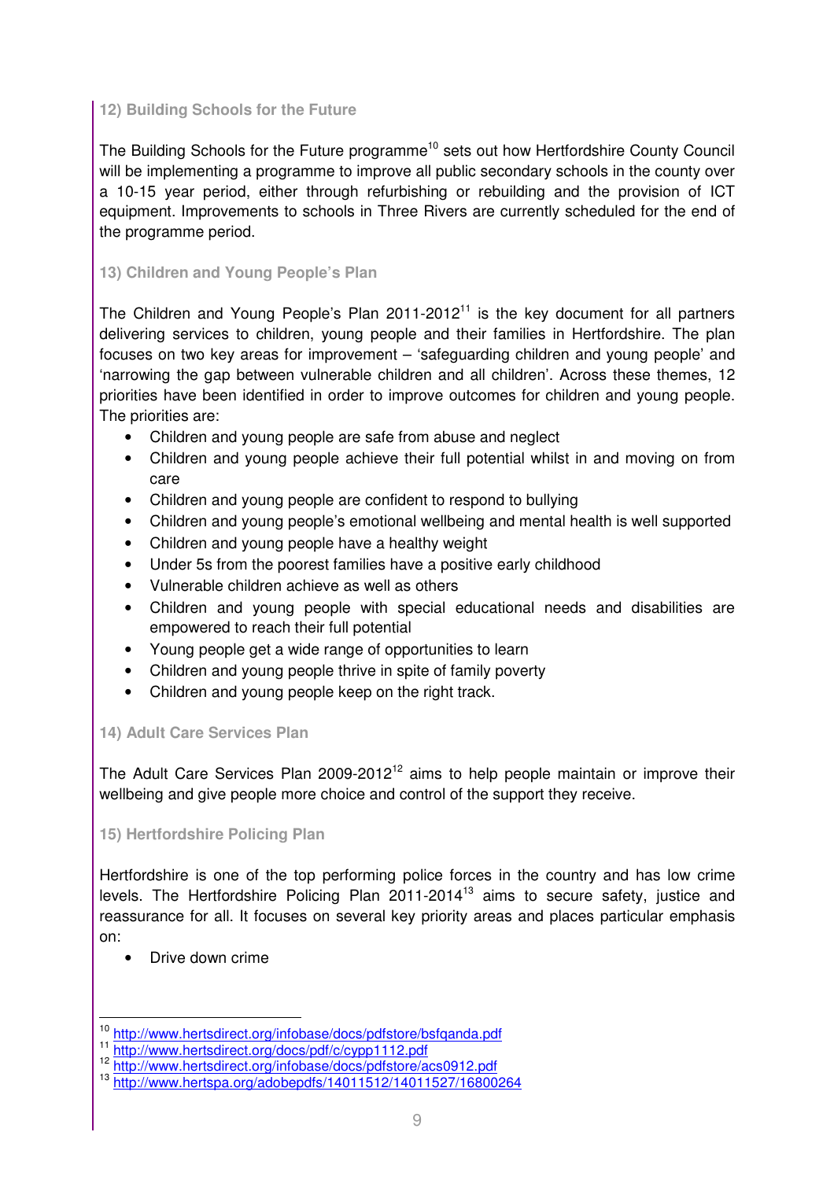### 12) Building Schools for the Future

The Building Schools for the Future programme[10] sets out how Hertfordshire County Council will be implementing a programme to improve all public secondary schools in the county over a 10-15 year period, either through refurbishing or rebuilding and the provision of ICT equipment. Improvements to schools in Three Rivers are currently scheduled for the end of the programme period.

### 13) Children and Young People's Plan

The Children and Young People's Plan 2011-2012[11] is the key document for all partners delivering services to children, young people and their families in Hertfordshire. The plan focuses on two key areas for improvement – 'safeguarding children and young people' and 'narrowing the gap between vulnerable children and all children'. Across these themes, 12 priorities have been identified in order to improve outcomes for children and young people. The priorities are:

- Children and young people are safe from abuse and neglect
- Children and young people achieve their full potential whilst in and moving on from care
- Children and young people are confident to respond to bullying
- Children and young people's emotional wellbeing and mental health is well supported
- Children and young people have a healthy weight
- Under 5s from the poorest families have a positive early childhood
- Vulnerable children achieve as well as others
- Children and young people with special educational needs and disabilities are empowered to reach their full potential
- Young people get a wide range of opportunities to learn
- Children and young people thrive in spite of family poverty
- Children and young people keep on the right track.

### 14) Adult Care Services Plan

The Adult Care Services Plan 2009-2012[12] aims to help people maintain or improve their wellbeing and give people more choice and control of the support they receive.

### 15) Hertfordshire Policing Plan

Hertfordshire is one of the top performing police forces in the country and has low crime levels. The Hertfordshire Policing Plan 2011-2014[13] aims to secure safety, justice and reassurance for all. It focuses on several key priority areas and places particular emphasis on:

- Drive down crime

---

[10] http://www.hertsdirect.org/infobase/docs/pdfstore/bsfqanda.pdf
[11] http://www.hertsdirect.org/docs/pdf/c/cypp1112.pdf
[12] http://www.hertsdirect.org/infobase/docs/pdfstore/acs0912.pdf
[13] http://www.hertspa.org/adobepdfs/14011512/14011527/16800264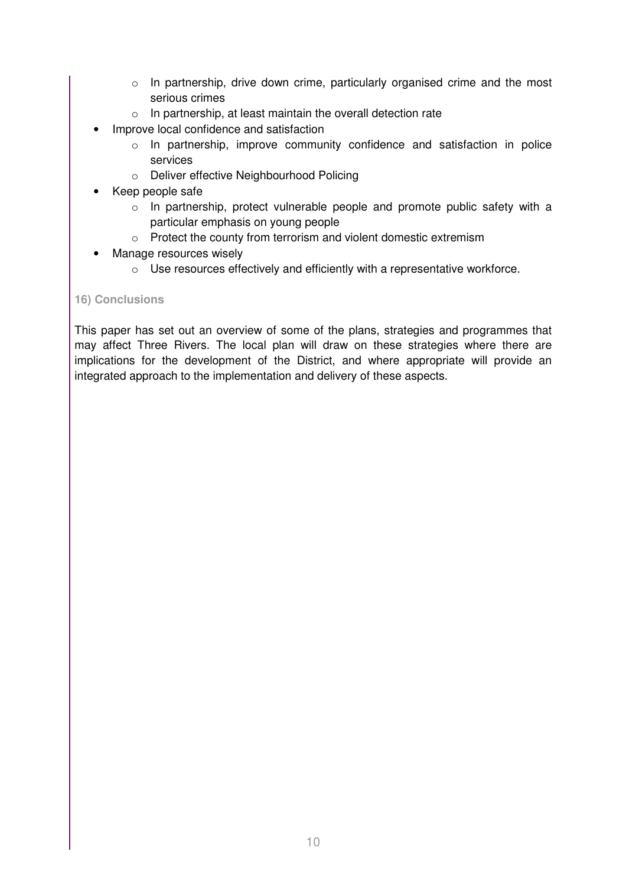- In partnership, drive down crime, particularly organised crime and the most serious crimes
    - In partnership, at least maintain the overall detection rate
- Improve local confidence and satisfaction
    - In partnership, improve community confidence and satisfaction in police services
    - Deliver effective Neighbourhood Policing
- Keep people safe
    - In partnership, protect vulnerable people and promote public safety with a particular emphasis on young people
    - Protect the county from terrorism and violent domestic extremism
- Manage resources wisely
    - Use resources effectively and efficiently with a representative workforce.

**16) Conclusions**

This paper has set out an overview of some of the plans, strategies and programmes that may affect Three Rivers. The local plan will draw on these strategies where there are implications for the development of the District, and where appropriate will provide an integrated approach to the implementation and delivery of these aspects.